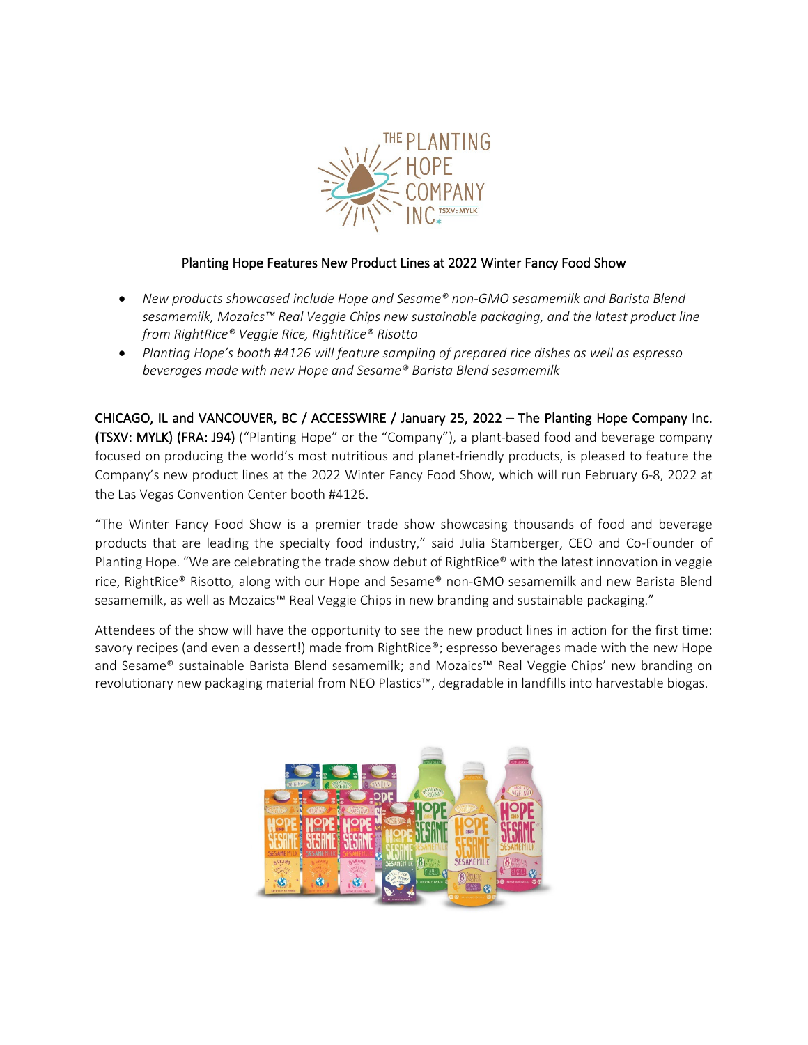# Planting Hope Features New Product Lines at 2022 Winter Fancy Food Show

- *New products showcased include Hope and Sesame® non-GMO sesamemilk and Barista Blend sesamemilk, Mozaics™ Real Veggie Chips new sustainable packaging, and the latest product line from RightRice® Veggie Rice, RightRice® Risotto*
- *Planting Hope's booth #4126 will feature sampling of prepared rice dishes as well as espresso beverages made with new Hope and Sesame® Barista Blend sesamemilk*

**CHICAGO, IL and VANCOUVER, BC / ACCESSWIRE / January 25, 2022 – The Planting Hope Company Inc. (TSXV: MYLK) (FRA: J94)** ("Planting Hope" or the "Company"), a plant-based food and beverage company focused on producing the world's most nutritious and planet-friendly products, is pleased to feature the Company's new product lines at the 2022 Winter Fancy Food Show, which will run February 6-8, 2022 at the Las Vegas Convention Center booth #4126.

"The Winter Fancy Food Show is a premier trade show showcasing thousands of food and beverage products that are leading the specialty food industry," said Julia Stamberger, CEO and Co-Founder of Planting Hope. "We are celebrating the trade show debut of RightRice® with the latest innovation in veggie rice, RightRice® Risotto, along with our Hope and Sesame® non-GMO sesamemilk and new Barista Blend sesamemilk, as well as Mozaics™ Real Veggie Chips in new branding and sustainable packaging."

Attendees of the show will have the opportunity to see the new product lines in action for the first time: savory recipes (and even a dessert!) made from RightRice®; espresso beverages made with the new Hope and Sesame® sustainable Barista Blend sesamemilk; and Mozaics™ Real Veggie Chips' new branding on revolutionary new packaging material from NEO Plastics™, degradable in landfills into harvestable biogas.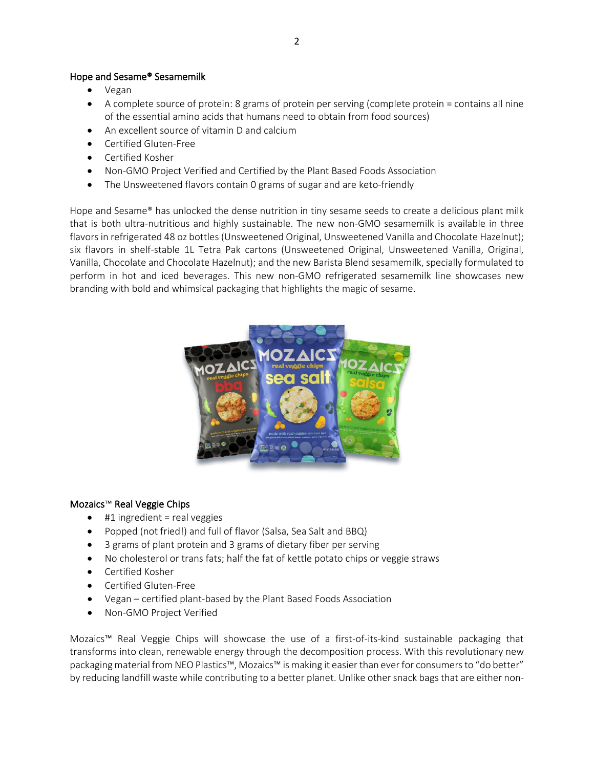### Hope and Sesame® Sesamemilk

- Vegan
- A complete source of protein: 8 grams of protein per serving (complete protein = contains all nine of the essential amino acids that humans need to obtain from food sources)
- An excellent source of vitamin D and calcium
- Certified Gluten-Free
- Certified Kosher
- Non-GMO Project Verified and Certified by the Plant Based Foods Association
- The Unsweetened flavors contain 0 grams of sugar and are keto-friendly

Hope and Sesame® has unlocked the dense nutrition in tiny sesame seeds to create a delicious plant milk that is both ultra-nutritious and highly sustainable. The new non-GMO sesamemilk is available in three flavors in refrigerated 48 oz bottles (Unsweetened Original, Unsweetened Vanilla and Chocolate Hazelnut); six flavors in shelf-stable 1L Tetra Pak cartons (Unsweetened Original, Unsweetened Vanilla, Original, Vanilla, Chocolate and Chocolate Hazelnut); and the new Barista Blend sesamemilk, specially formulated to perform in hot and iced beverages. This new non-GMO refrigerated sesamemilk line showcases new branding with bold and whimsical packaging that highlights the magic of sesame.

### Mozaics™ Real Veggie Chips

- #1 ingredient = real veggies
- Popped (not fried!) and full of flavor (Salsa, Sea Salt and BBQ)
- 3 grams of plant protein and 3 grams of dietary fiber per serving
- No cholesterol or trans fats; half the fat of kettle potato chips or veggie straws
- Certified Kosher
- Certified Gluten-Free
- Vegan – certified plant-based by the Plant Based Foods Association
- Non-GMO Project Verified

Mozaics™ Real Veggie Chips will showcase the use of a first-of-its-kind sustainable packaging that transforms into clean, renewable energy through the decomposition process. With this revolutionary new packaging material from NEO Plastics™, Mozaics™ is making it easier than ever for consumers to "do better" by reducing landfill waste while contributing to a better planet. Unlike other snack bags that are either non-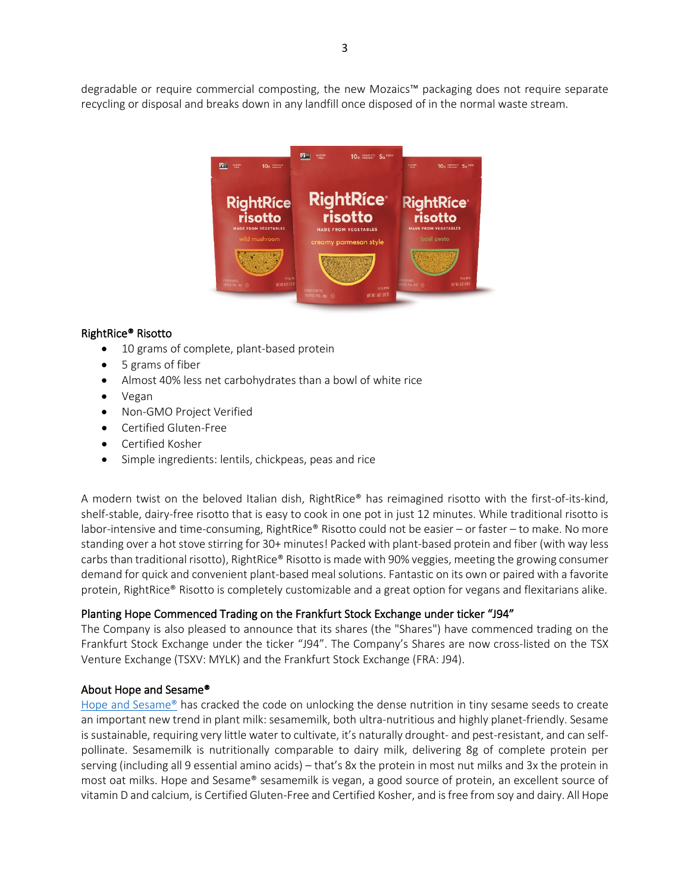degradable or require commercial composting, the new Mozaics™ packaging does not require separate recycling or disposal and breaks down in any landfill once disposed of in the normal waste stream.

### RightRice® Risotto

- 10 grams of complete, plant-based protein
- 5 grams of fiber
- Almost 40% less net carbohydrates than a bowl of white rice
- Vegan
- Non-GMO Project Verified
- Certified Gluten-Free
- Certified Kosher
- Simple ingredients: lentils, chickpeas, peas and rice

A modern twist on the beloved Italian dish, RightRice® has reimagined risotto with the first-of-its-kind, shelf-stable, dairy-free risotto that is easy to cook in one pot in just 12 minutes. While traditional risotto is labor-intensive and time-consuming, RightRice® Risotto could not be easier – or faster – to make. No more standing over a hot stove stirring for 30+ minutes! Packed with plant-based protein and fiber (with way less carbs than traditional risotto), RightRice® Risotto is made with 90% veggies, meeting the growing consumer demand for quick and convenient plant-based meal solutions. Fantastic on its own or paired with a favorite protein, RightRice® Risotto is completely customizable and a great option for vegans and flexitarians alike.

### Planting Hope Commenced Trading on the Frankfurt Stock Exchange under ticker "J94"

The Company is also pleased to announce that its shares (the "Shares") have commenced trading on the Frankfurt Stock Exchange under the ticker "J94". The Company's Shares are now cross-listed on the TSX Venture Exchange (TSXV: MYLK) and the Frankfurt Stock Exchange (FRA: J94).

### About Hope and Sesame®

Hope and Sesame® has cracked the code on unlocking the dense nutrition in tiny sesame seeds to create an important new trend in plant milk: sesamemilk, both ultra-nutritious and highly planet-friendly. Sesame is sustainable, requiring very little water to cultivate, it's naturally drought- and pest-resistant, and can self-pollinate. Sesamemilk is nutritionally comparable to dairy milk, delivering 8g of complete protein per serving (including all 9 essential amino acids) – that's 8x the protein in most nut milks and 3x the protein in most oat milks. Hope and Sesame® sesamemilk is vegan, a good source of protein, an excellent source of vitamin D and calcium, is Certified Gluten-Free and Certified Kosher, and is free from soy and dairy. All Hope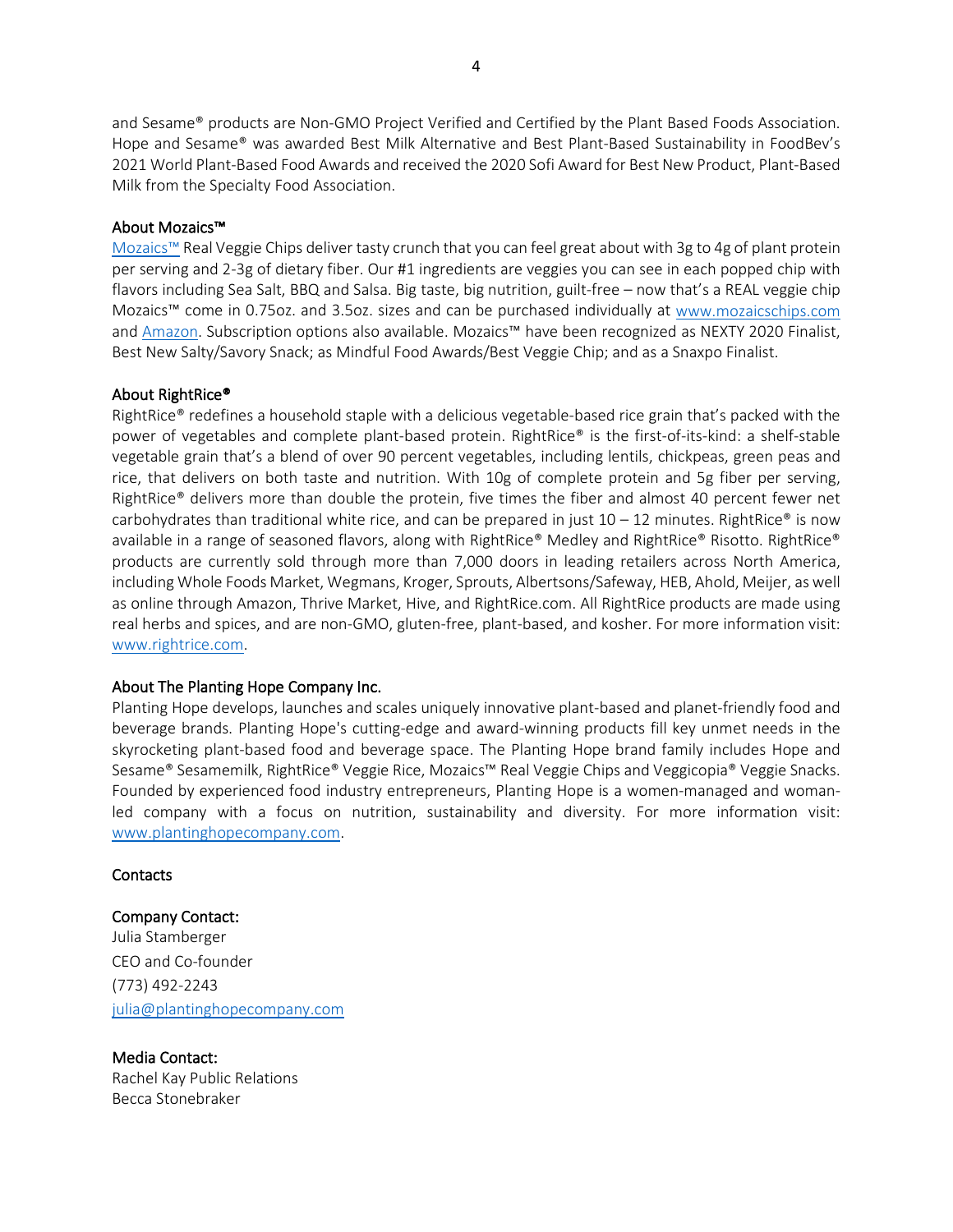and Sesame® products are Non-GMO Project Verified and Certified by the Plant Based Foods Association. Hope and Sesame® was awarded Best Milk Alternative and Best Plant-Based Sustainability in FoodBev's 2021 World Plant-Based Food Awards and received the 2020 Sofi Award for Best New Product, Plant-Based Milk from the Specialty Food Association.

## About Mozaics™

[Mozaics™](#) Real Veggie Chips deliver tasty crunch that you can feel great about with 3g to 4g of plant protein per serving and 2-3g of dietary fiber. Our #1 ingredients are veggies you can see in each popped chip with flavors including Sea Salt, BBQ and Salsa. Big taste, big nutrition, guilt-free – now that's a REAL veggie chip Mozaics™ come in 0.75oz. and 3.5oz. sizes and can be purchased individually at [www.mozaicschips.com](http://www.mozaicschips.com) and [Amazon](#). Subscription options also available. Mozaics™ have been recognized as NEXTY 2020 Finalist, Best New Salty/Savory Snack; as Mindful Food Awards/Best Veggie Chip; and as a Snaxpo Finalist.

## About RightRice®

RightRice® redefines a household staple with a delicious vegetable-based rice grain that's packed with the power of vegetables and complete plant-based protein. RightRice® is the first-of-its-kind: a shelf-stable vegetable grain that's a blend of over 90 percent vegetables, including lentils, chickpeas, green peas and rice, that delivers on both taste and nutrition. With 10g of complete protein and 5g fiber per serving, RightRice® delivers more than double the protein, five times the fiber and almost 40 percent fewer net carbohydrates than traditional white rice, and can be prepared in just 10 – 12 minutes. RightRice® is now available in a range of seasoned flavors, along with RightRice® Medley and RightRice® Risotto. RightRice® products are currently sold through more than 7,000 doors in leading retailers across North America, including Whole Foods Market, Wegmans, Kroger, Sprouts, Albertsons/Safeway, HEB, Ahold, Meijer, as well as online through Amazon, Thrive Market, Hive, and RightRice.com. All RightRice products are made using real herbs and spices, and are non-GMO, gluten-free, plant-based, and kosher. For more information visit: [www.rightrice.com](http://www.rightrice.com).

## About The Planting Hope Company Inc.

Planting Hope develops, launches and scales uniquely innovative plant-based and planet-friendly food and beverage brands. Planting Hope's cutting-edge and award-winning products fill key unmet needs in the skyrocketing plant-based food and beverage space. The Planting Hope brand family includes Hope and Sesame® Sesamemilk, RightRice® Veggie Rice, Mozaics™ Real Veggie Chips and Veggicopia® Veggie Snacks. Founded by experienced food industry entrepreneurs, Planting Hope is a women-managed and woman-led company with a focus on nutrition, sustainability and diversity. For more information visit: [www.plantinghopecompany.com](http://www.plantinghopecompany.com).

## Contacts

**Company Contact:**
Julia Stamberger
CEO and Co-founder
(773) 492-2243
[julia@plantinghopecompany.com](mailto:julia@plantinghopecompany.com)

**Media Contact:**
Rachel Kay Public Relations
Becca Stonebraker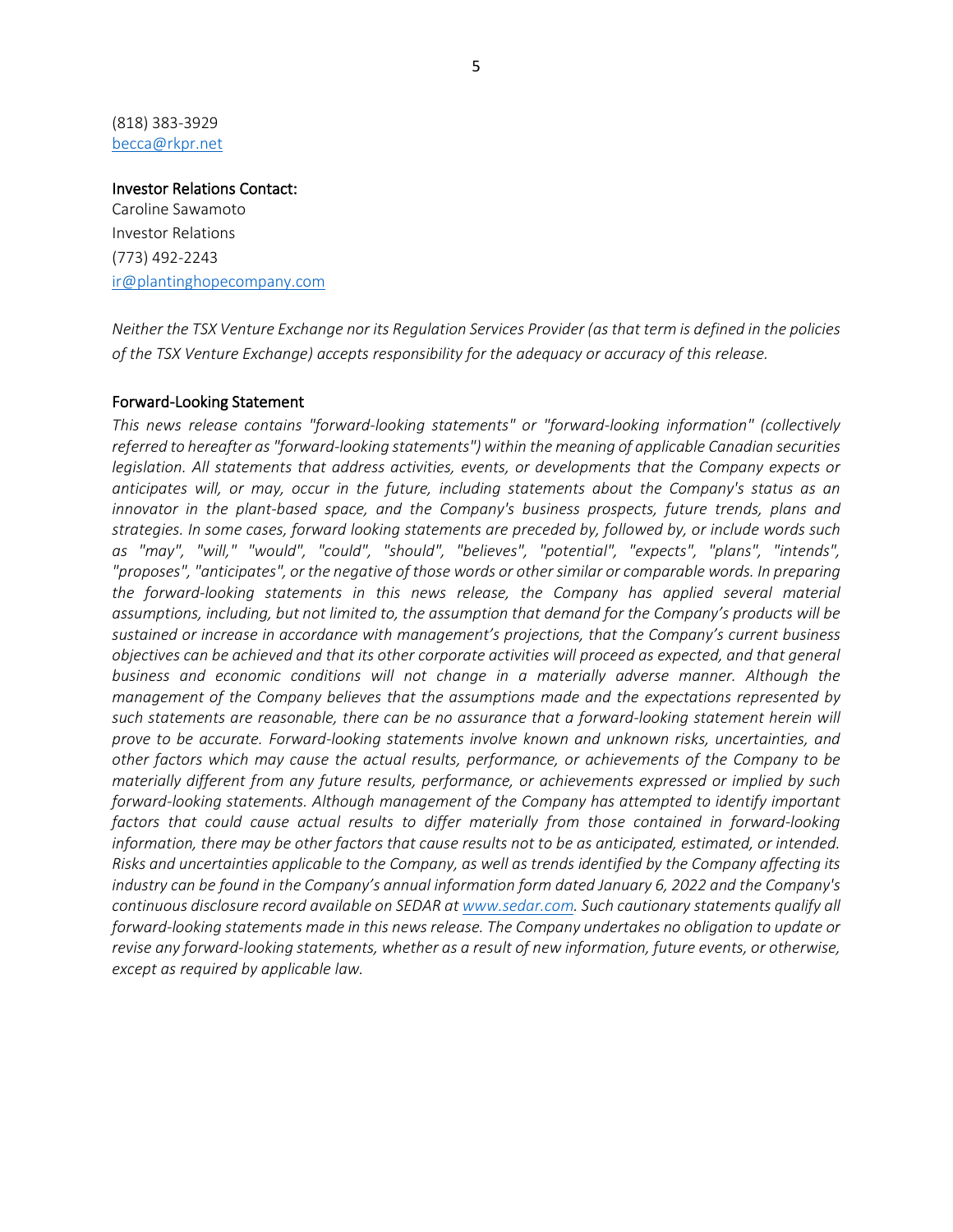(818) 383-3929
becca@rkpr.net

**Investor Relations Contact:**
Caroline Sawamoto
Investor Relations
(773) 492-2243
ir@plantinghopecompany.com

*Neither the TSX Venture Exchange nor its Regulation Services Provider (as that term is defined in the policies of the TSX Venture Exchange) accepts responsibility for the adequacy or accuracy of this release.*

## Forward-Looking Statement

*This news release contains "forward-looking statements" or "forward-looking information" (collectively referred to hereafter as "forward-looking statements") within the meaning of applicable Canadian securities legislation. All statements that address activities, events, or developments that the Company expects or anticipates will, or may, occur in the future, including statements about the Company's status as an innovator in the plant-based space, and the Company's business prospects, future trends, plans and strategies. In some cases, forward looking statements are preceded by, followed by, or include words such as "may", "will," "would", "could", "should", "believes", "potential", "expects", "plans", "intends", "proposes", "anticipates", or the negative of those words or other similar or comparable words. In preparing the forward-looking statements in this news release, the Company has applied several material assumptions, including, but not limited to, the assumption that demand for the Company's products will be sustained or increase in accordance with management's projections, that the Company's current business objectives can be achieved and that its other corporate activities will proceed as expected, and that general business and economic conditions will not change in a materially adverse manner. Although the management of the Company believes that the assumptions made and the expectations represented by such statements are reasonable, there can be no assurance that a forward-looking statement herein will prove to be accurate. Forward-looking statements involve known and unknown risks, uncertainties, and other factors which may cause the actual results, performance, or achievements of the Company to be materially different from any future results, performance, or achievements expressed or implied by such forward-looking statements. Although management of the Company has attempted to identify important factors that could cause actual results to differ materially from those contained in forward-looking information, there may be other factors that cause results not to be as anticipated, estimated, or intended. Risks and uncertainties applicable to the Company, as well as trends identified by the Company affecting its industry can be found in the Company's annual information form dated January 6, 2022 and the Company's continuous disclosure record available on SEDAR at www.sedar.com. Such cautionary statements qualify all forward-looking statements made in this news release. The Company undertakes no obligation to update or revise any forward-looking statements, whether as a result of new information, future events, or otherwise, except as required by applicable law.*